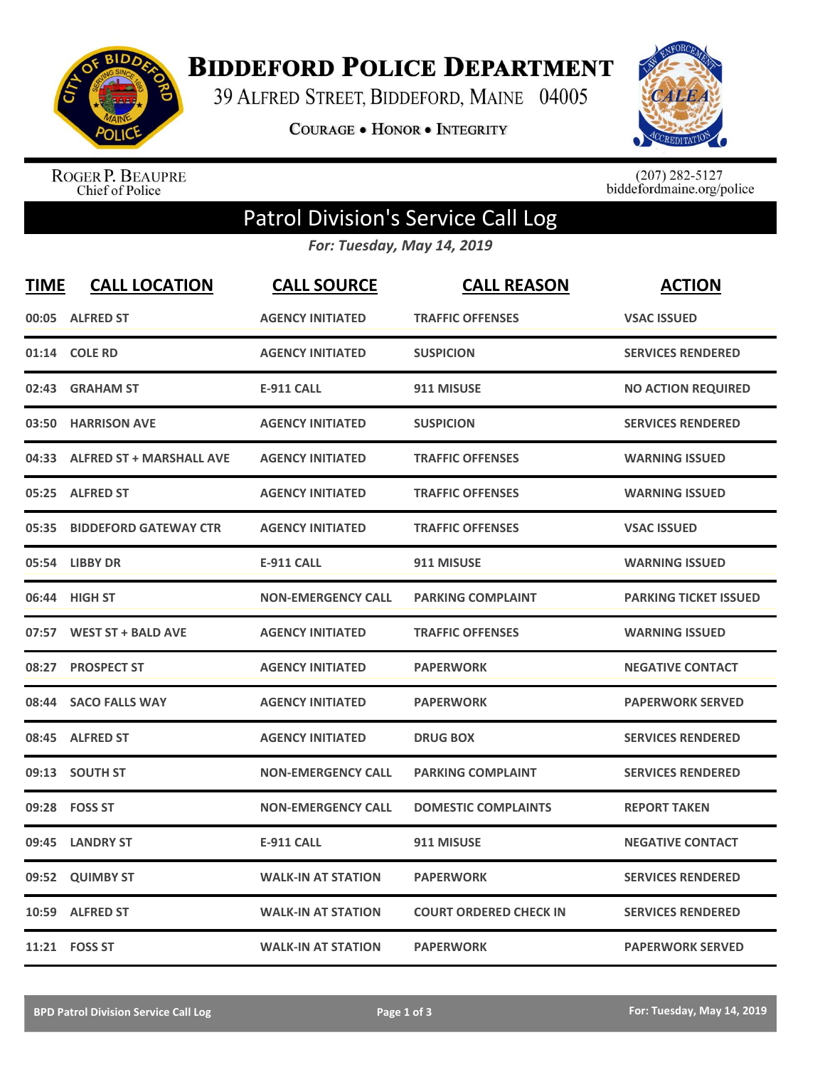# Biddeford Police Department

39 Alfred Street, Biddeford, Maine 04005

**Courage • Honor • Integrity**

Roger P. Beaupre
Chief of Police

(207) 282-5127
biddefordmaine.org/police

## Patrol Division's Service Call Log

***For: Tuesday, May 14, 2019***

| TIME | CALL LOCATION | CALL SOURCE | CALL REASON | ACTION |
|---|---|---|---|---|
| 00:05 | ALFRED ST | AGENCY INITIATED | TRAFFIC OFFENSES | VSAC ISSUED |
| 01:14 | COLE RD | AGENCY INITIATED | SUSPICION | SERVICES RENDERED |
| 02:43 | GRAHAM ST | E-911 CALL | 911 MISUSE | NO ACTION REQUIRED |
| 03:50 | HARRISON AVE | AGENCY INITIATED | SUSPICION | SERVICES RENDERED |
| 04:33 | ALFRED ST + MARSHALL AVE | AGENCY INITIATED | TRAFFIC OFFENSES | WARNING ISSUED |
| 05:25 | ALFRED ST | AGENCY INITIATED | TRAFFIC OFFENSES | WARNING ISSUED |
| 05:35 | BIDDEFORD GATEWAY CTR | AGENCY INITIATED | TRAFFIC OFFENSES | VSAC ISSUED |
| 05:54 | LIBBY DR | E-911 CALL | 911 MISUSE | WARNING ISSUED |
| 06:44 | HIGH ST | NON-EMERGENCY CALL | PARKING COMPLAINT | PARKING TICKET ISSUED |
| 07:57 | WEST ST + BALD AVE | AGENCY INITIATED | TRAFFIC OFFENSES | WARNING ISSUED |
| 08:27 | PROSPECT ST | AGENCY INITIATED | PAPERWORK | NEGATIVE CONTACT |
| 08:44 | SACO FALLS WAY | AGENCY INITIATED | PAPERWORK | PAPERWORK SERVED |
| 08:45 | ALFRED ST | AGENCY INITIATED | DRUG BOX | SERVICES RENDERED |
| 09:13 | SOUTH ST | NON-EMERGENCY CALL | PARKING COMPLAINT | SERVICES RENDERED |
| 09:28 | FOSS ST | NON-EMERGENCY CALL | DOMESTIC COMPLAINTS | REPORT TAKEN |
| 09:45 | LANDRY ST | E-911 CALL | 911 MISUSE | NEGATIVE CONTACT |
| 09:52 | QUIMBY ST | WALK-IN AT STATION | PAPERWORK | SERVICES RENDERED |
| 10:59 | ALFRED ST | WALK-IN AT STATION | COURT ORDERED CHECK IN | SERVICES RENDERED |
| 11:21 | FOSS ST | WALK-IN AT STATION | PAPERWORK | PAPERWORK SERVED |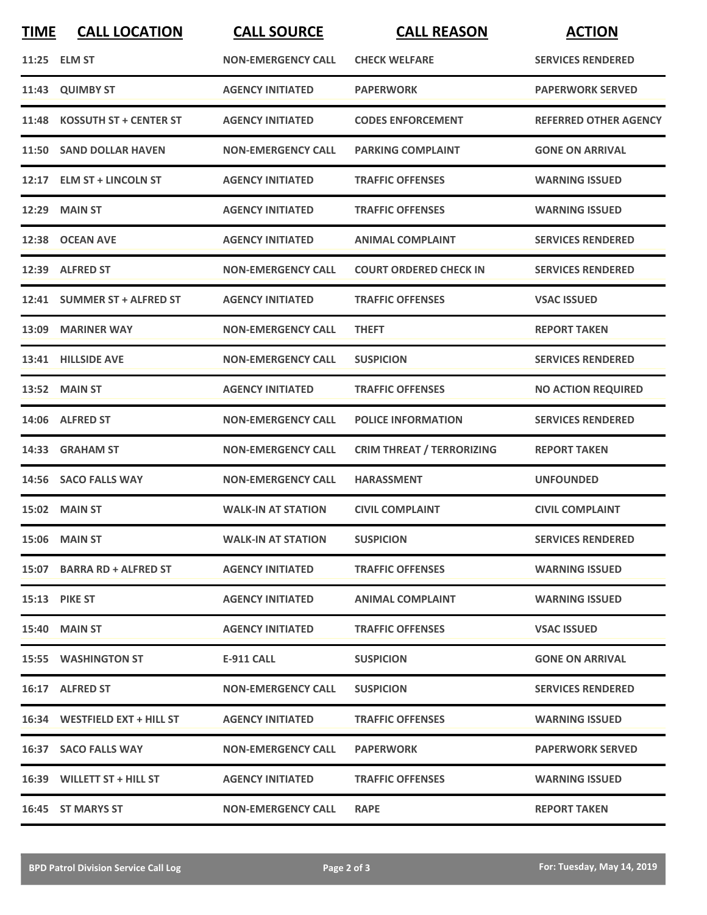| TIME | CALL LOCATION | CALL SOURCE | CALL REASON | ACTION |
|---|---|---|---|---|
| 11:25 | ELM ST | NON-EMERGENCY CALL | CHECK WELFARE | SERVICES RENDERED |
| 11:43 | QUIMBY ST | AGENCY INITIATED | PAPERWORK | PAPERWORK SERVED |
| 11:48 | KOSSUTH ST + CENTER ST | AGENCY INITIATED | CODES ENFORCEMENT | REFERRED OTHER AGENCY |
| 11:50 | SAND DOLLAR HAVEN | NON-EMERGENCY CALL | PARKING COMPLAINT | GONE ON ARRIVAL |
| 12:17 | ELM ST + LINCOLN ST | AGENCY INITIATED | TRAFFIC OFFENSES | WARNING ISSUED |
| 12:29 | MAIN ST | AGENCY INITIATED | TRAFFIC OFFENSES | WARNING ISSUED |
| 12:38 | OCEAN AVE | AGENCY INITIATED | ANIMAL COMPLAINT | SERVICES RENDERED |
| 12:39 | ALFRED ST | NON-EMERGENCY CALL | COURT ORDERED CHECK IN | SERVICES RENDERED |
| 12:41 | SUMMER ST + ALFRED ST | AGENCY INITIATED | TRAFFIC OFFENSES | VSAC ISSUED |
| 13:09 | MARINER WAY | NON-EMERGENCY CALL | THEFT | REPORT TAKEN |
| 13:41 | HILLSIDE AVE | NON-EMERGENCY CALL | SUSPICION | SERVICES RENDERED |
| 13:52 | MAIN ST | AGENCY INITIATED | TRAFFIC OFFENSES | NO ACTION REQUIRED |
| 14:06 | ALFRED ST | NON-EMERGENCY CALL | POLICE INFORMATION | SERVICES RENDERED |
| 14:33 | GRAHAM ST | NON-EMERGENCY CALL | CRIM THREAT / TERRORIZING | REPORT TAKEN |
| 14:56 | SACO FALLS WAY | NON-EMERGENCY CALL | HARASSMENT | UNFOUNDED |
| 15:02 | MAIN ST | WALK-IN AT STATION | CIVIL COMPLAINT | CIVIL COMPLAINT |
| 15:06 | MAIN ST | WALK-IN AT STATION | SUSPICION | SERVICES RENDERED |
| 15:07 | BARRA RD + ALFRED ST | AGENCY INITIATED | TRAFFIC OFFENSES | WARNING ISSUED |
| 15:13 | PIKE ST | AGENCY INITIATED | ANIMAL COMPLAINT | WARNING ISSUED |
| 15:40 | MAIN ST | AGENCY INITIATED | TRAFFIC OFFENSES | VSAC ISSUED |
| 15:55 | WASHINGTON ST | E-911 CALL | SUSPICION | GONE ON ARRIVAL |
| 16:17 | ALFRED ST | NON-EMERGENCY CALL | SUSPICION | SERVICES RENDERED |
| 16:34 | WESTFIELD EXT + HILL ST | AGENCY INITIATED | TRAFFIC OFFENSES | WARNING ISSUED |
| 16:37 | SACO FALLS WAY | NON-EMERGENCY CALL | PAPERWORK | PAPERWORK SERVED |
| 16:39 | WILLETT ST + HILL ST | AGENCY INITIATED | TRAFFIC OFFENSES | WARNING ISSUED |
| 16:45 | ST MARYS ST | NON-EMERGENCY CALL | RAPE | REPORT TAKEN |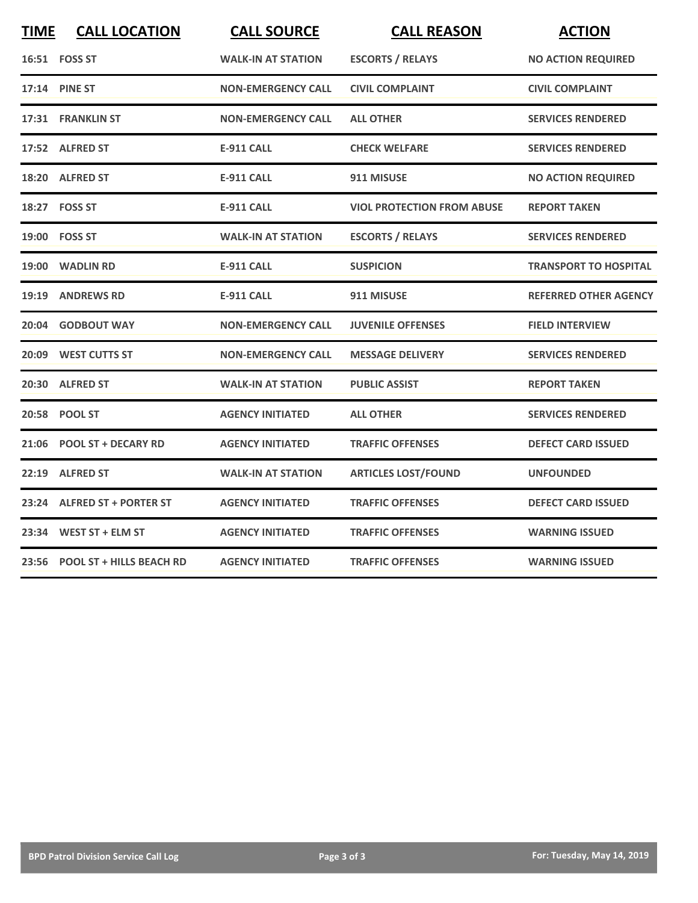| TIME | CALL LOCATION | CALL SOURCE | CALL REASON | ACTION |
|---|---|---|---|---|
| 16:51 | FOSS ST | WALK-IN AT STATION | ESCORTS / RELAYS | NO ACTION REQUIRED |
| 17:14 | PINE ST | NON-EMERGENCY CALL | CIVIL COMPLAINT | CIVIL COMPLAINT |
| 17:31 | FRANKLIN ST | NON-EMERGENCY CALL | ALL OTHER | SERVICES RENDERED |
| 17:52 | ALFRED ST | E-911 CALL | CHECK WELFARE | SERVICES RENDERED |
| 18:20 | ALFRED ST | E-911 CALL | 911 MISUSE | NO ACTION REQUIRED |
| 18:27 | FOSS ST | E-911 CALL | VIOL PROTECTION FROM ABUSE | REPORT TAKEN |
| 19:00 | FOSS ST | WALK-IN AT STATION | ESCORTS / RELAYS | SERVICES RENDERED |
| 19:00 | WADLIN RD | E-911 CALL | SUSPICION | TRANSPORT TO HOSPITAL |
| 19:19 | ANDREWS RD | E-911 CALL | 911 MISUSE | REFERRED OTHER AGENCY |
| 20:04 | GODBOUT WAY | NON-EMERGENCY CALL | JUVENILE OFFENSES | FIELD INTERVIEW |
| 20:09 | WEST CUTTS ST | NON-EMERGENCY CALL | MESSAGE DELIVERY | SERVICES RENDERED |
| 20:30 | ALFRED ST | WALK-IN AT STATION | PUBLIC ASSIST | REPORT TAKEN |
| 20:58 | POOL ST | AGENCY INITIATED | ALL OTHER | SERVICES RENDERED |
| 21:06 | POOL ST + DECARY RD | AGENCY INITIATED | TRAFFIC OFFENSES | DEFECT CARD ISSUED |
| 22:19 | ALFRED ST | WALK-IN AT STATION | ARTICLES LOST/FOUND | UNFOUNDED |
| 23:24 | ALFRED ST + PORTER ST | AGENCY INITIATED | TRAFFIC OFFENSES | DEFECT CARD ISSUED |
| 23:34 | WEST ST + ELM ST | AGENCY INITIATED | TRAFFIC OFFENSES | WARNING ISSUED |
| 23:56 | POOL ST + HILLS BEACH RD | AGENCY INITIATED | TRAFFIC OFFENSES | WARNING ISSUED |